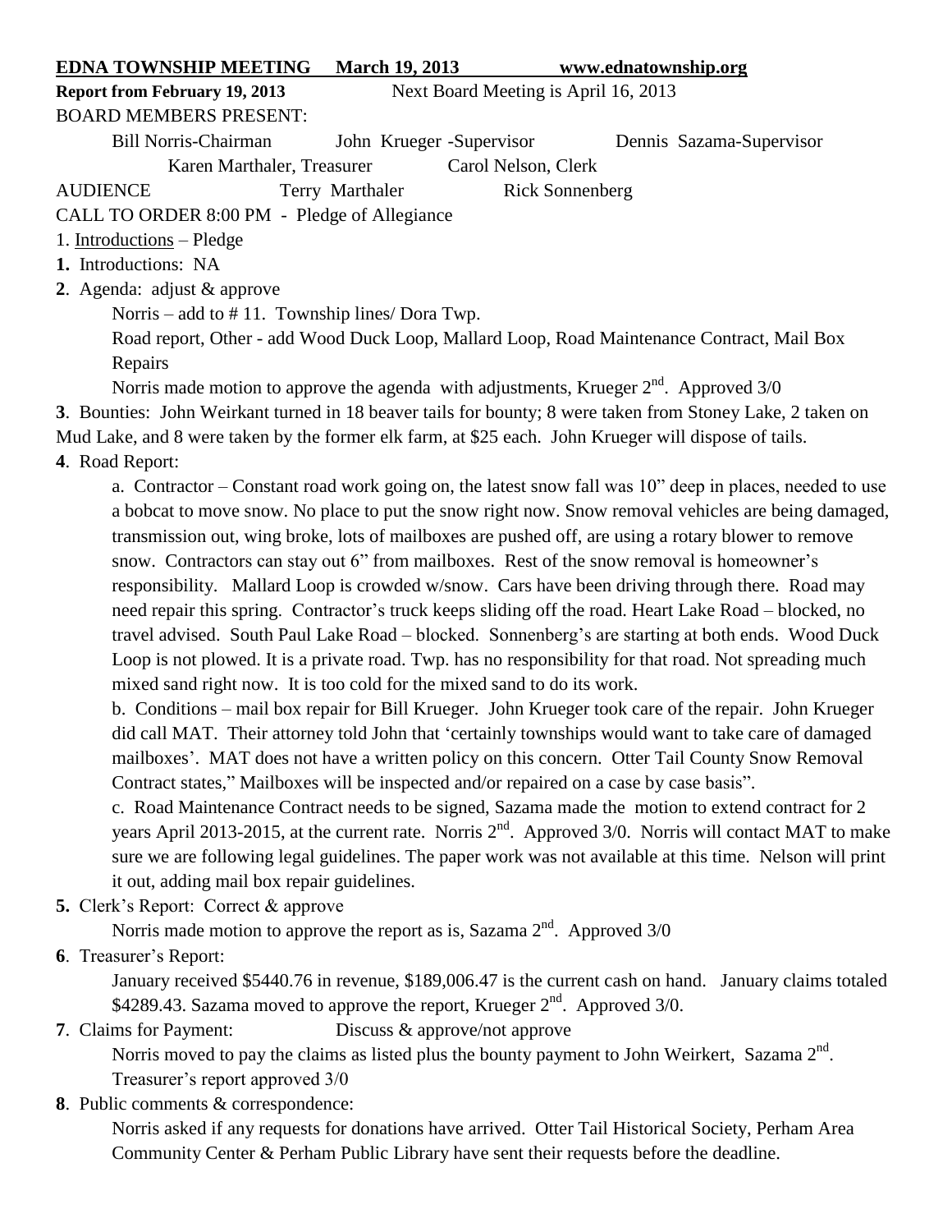**EDNA TOWNSHIP MEETING March 19, 2013 www.ednatownship.org**

**Report from February 19, 2013** Next Board Meeting is April 16, 2013

BOARD MEMBERS PRESENT:

Bill Norris-Chairman John Krueger -Supervisor Dennis Sazama-Supervisor
Karen Marthaler, Treasurer Carol Nelson, Clerk

AUDIENCE Terry Marthaler Rick Sonnenberg

CALL TO ORDER 8:00 PM - Pledge of Allegiance

1. Introductions – Pledge

**1.** Introductions: NA

**2**. Agenda: adjust & approve

Norris – add to # 11. Township lines/ Dora Twp.

Road report, Other - add Wood Duck Loop, Mallard Loop, Road Maintenance Contract, Mail Box Repairs

Norris made motion to approve the agenda with adjustments, Krueger 2nd. Approved 3/0

**3**. Bounties: John Weirkant turned in 18 beaver tails for bounty; 8 were taken from Stoney Lake, 2 taken on Mud Lake, and 8 were taken by the former elk farm, at $25 each. John Krueger will dispose of tails.

**4**. Road Report:

a. Contractor – Constant road work going on, the latest snow fall was 10" deep in places, needed to use a bobcat to move snow. No place to put the snow right now. Snow removal vehicles are being damaged, transmission out, wing broke, lots of mailboxes are pushed off, are using a rotary blower to remove snow. Contractors can stay out 6" from mailboxes. Rest of the snow removal is homeowner's responsibility. Mallard Loop is crowded w/snow. Cars have been driving through there. Road may need repair this spring. Contractor's truck keeps sliding off the road. Heart Lake Road – blocked, no travel advised. South Paul Lake Road – blocked. Sonnenberg's are starting at both ends. Wood Duck Loop is not plowed. It is a private road. Twp. has no responsibility for that road. Not spreading much mixed sand right now. It is too cold for the mixed sand to do its work.

b. Conditions – mail box repair for Bill Krueger. John Krueger took care of the repair. John Krueger did call MAT. Their attorney told John that 'certainly townships would want to take care of damaged mailboxes'. MAT does not have a written policy on this concern. Otter Tail County Snow Removal Contract states," Mailboxes will be inspected and/or repaired on a case by case basis".

c. Road Maintenance Contract needs to be signed, Sazama made the motion to extend contract for 2 years April 2013-2015, at the current rate. Norris 2nd. Approved 3/0. Norris will contact MAT to make sure we are following legal guidelines. The paper work was not available at this time. Nelson will print it out, adding mail box repair guidelines.

**5.** Clerk's Report: Correct & approve

Norris made motion to approve the report as is, Sazama 2nd. Approved 3/0

**6**. Treasurer's Report:

January received $5440.76 in revenue, $189,006.47 is the current cash on hand. January claims totaled $4289.43. Sazama moved to approve the report, Krueger 2nd. Approved 3/0.

**7**. Claims for Payment: Discuss & approve/not approve

Norris moved to pay the claims as listed plus the bounty payment to John Weirkert, Sazama 2nd. Treasurer's report approved 3/0

**8**. Public comments & correspondence:

Norris asked if any requests for donations have arrived. Otter Tail Historical Society, Perham Area Community Center & Perham Public Library have sent their requests before the deadline.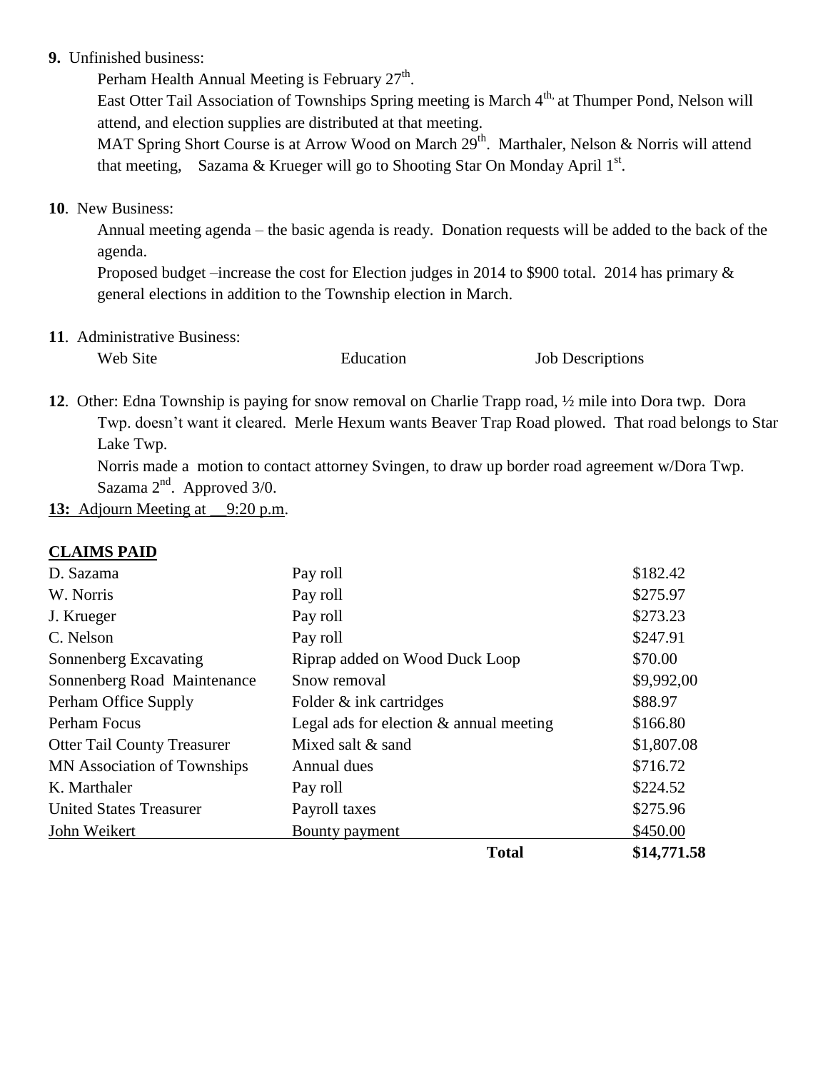**9.** Unfinished business:

Perham Health Annual Meeting is February 27th.

East Otter Tail Association of Townships Spring meeting is March 4th, at Thumper Pond, Nelson will attend, and election supplies are distributed at that meeting.

MAT Spring Short Course is at Arrow Wood on March 29th. Marthaler, Nelson & Norris will attend that meeting, Sazama & Krueger will go to Shooting Star On Monday April 1st.

**10**. New Business:

Annual meeting agenda – the basic agenda is ready. Donation requests will be added to the back of the agenda.

Proposed budget –increase the cost for Election judges in 2014 to $900 total. 2014 has primary & general elections in addition to the Township election in March.

**11**. Administrative Business:

Web Site Education Job Descriptions

**12**. Other: Edna Township is paying for snow removal on Charlie Trapp road, ½ mile into Dora twp. Dora Twp. doesn't want it cleared. Merle Hexum wants Beaver Trap Road plowed. That road belongs to Star Lake Twp.

Norris made a motion to contact attorney Svingen, to draw up border road agreement w/Dora Twp. Sazama 2nd. Approved 3/0.

**13:** Adjourn Meeting at __9:20 p.m.

**CLAIMS PAID**

| | | |
|---|---|---|
| D. Sazama | Pay roll | $182.42 |
| W. Norris | Pay roll | $275.97 |
| J. Krueger | Pay roll | $273.23 |
| C. Nelson | Pay roll | $247.91 |
| Sonnenberg Excavating | Riprap added on Wood Duck Loop | $70.00 |
| Sonnenberg Road Maintenance | Snow removal | $9,992,00 |
| Perham Office Supply | Folder & ink cartridges | $88.97 |
| Perham Focus | Legal ads for election & annual meeting | $166.80 |
| Otter Tail County Treasurer | Mixed salt & sand | $1,807.08 |
| MN Association of Townships | Annual dues | $716.72 |
| K. Marthaler | Pay roll | $224.52 |
| United States Treasurer | Payroll taxes | $275.96 |
| John Weikert | Bounty payment | $450.00 |
| | **Total** | **$14,771.58** |